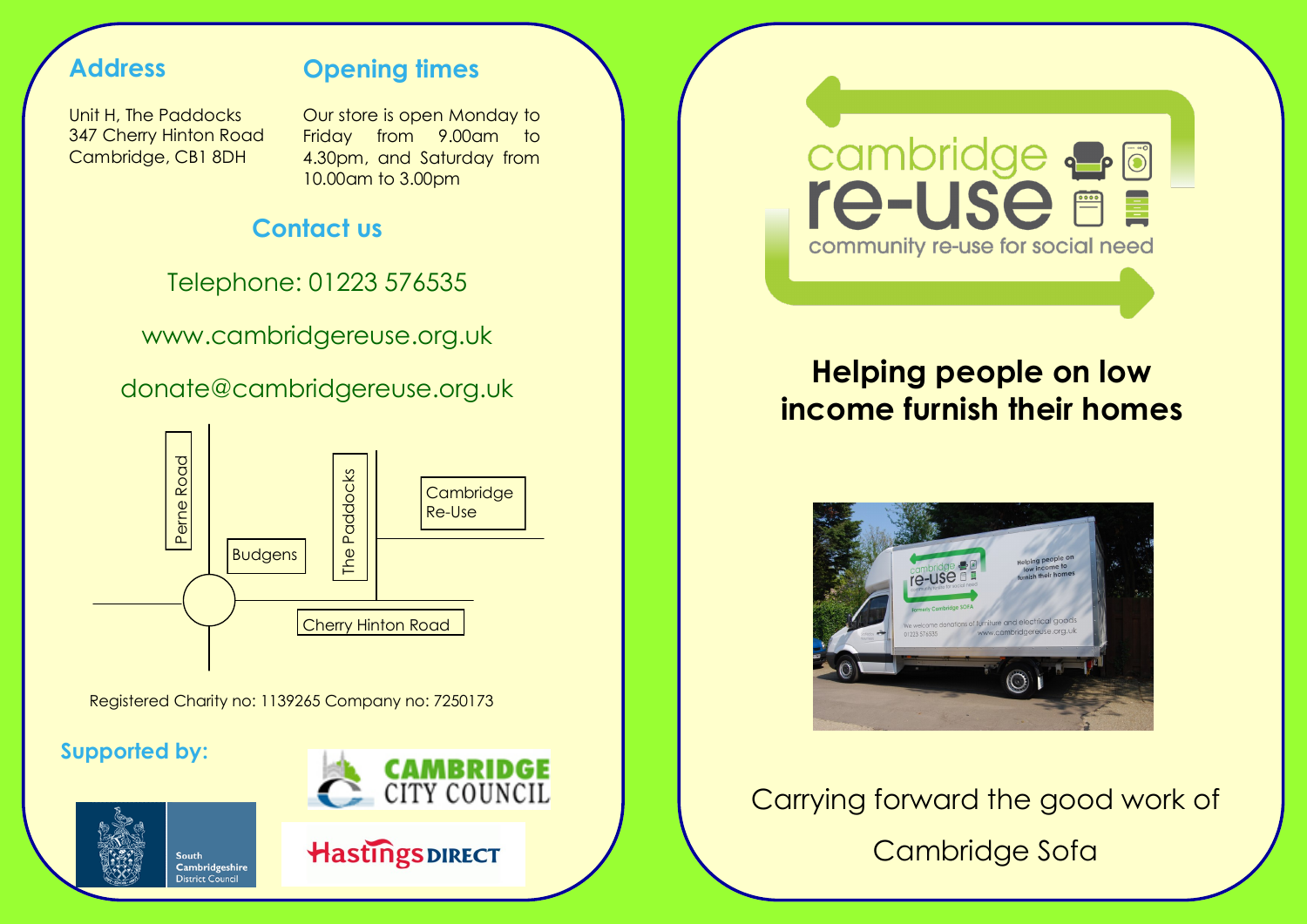## Address

Unit H, The Paddocks
347 Cherry Hinton Road
Cambridge, CB1 8DH

## Opening times

Our store is open Monday to Friday from 9.00am to 4.30pm, and Saturday from 10.00am to 3.00pm

## Contact us

Telephone: 01223 576535

www.cambridgereuse.org.uk

donate@cambridgereuse.org.uk

Perne Road
Budgens
The Paddocks
Cambridge Re-Use
Cherry Hinton Road

Registered Charity no: 1139265 Company no: 7250173

## Supported by:

CAMBRIDGE CITY COUNCIL

South Cambridgeshire District Council

Hastings DIRECT

cambridge re-use
community re-use for social need

# Helping people on low income furnish their homes

Carrying forward the good work of Cambridge Sofa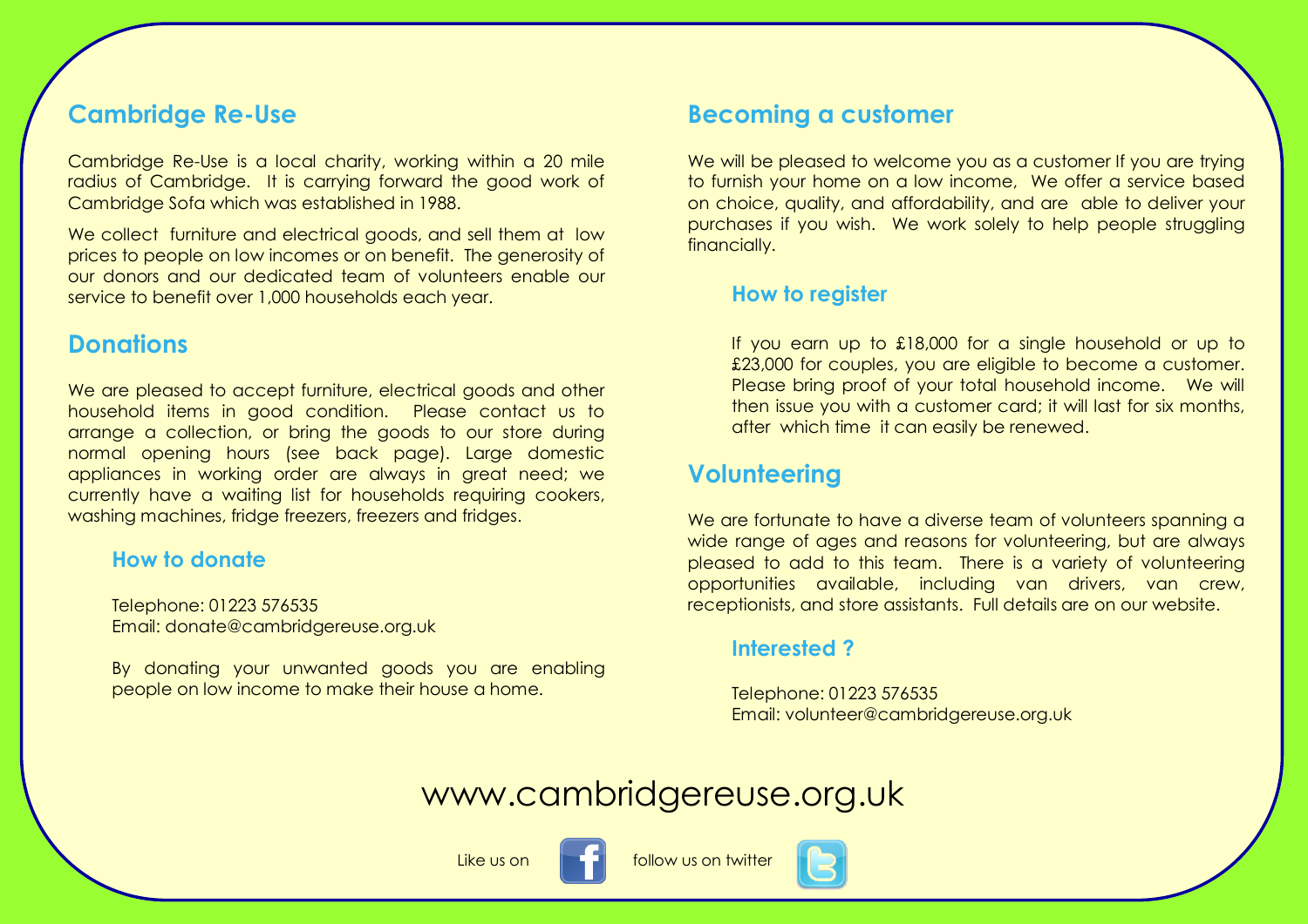## Cambridge Re-Use

Cambridge Re-Use is a local charity, working within a 20 mile radius of Cambridge. It is carrying forward the good work of Cambridge Sofa which was established in 1988.

We collect furniture and electrical goods, and sell them at low prices to people on low incomes or on benefit. The generosity of our donors and our dedicated team of volunteers enable our service to benefit over 1,000 households each year.

## Donations

We are pleased to accept furniture, electrical goods and other household items in good condition. Please contact us to arrange a collection, or bring the goods to our store during normal opening hours (see back page). Large domestic appliances in working order are always in great need; we currently have a waiting list for households requiring cookers, washing machines, fridge freezers, freezers and fridges.

### How to donate

Telephone: 01223 576535
Email: donate@cambridgereuse.org.uk

By donating your unwanted goods you are enabling people on low income to make their house a home.

## Becoming a customer

We will be pleased to welcome you as a customer If you are trying to furnish your home on a low income, We offer a service based on choice, quality, and affordability, and are able to deliver your purchases if you wish. We work solely to help people struggling financially.

### How to register

If you earn up to £18,000 for a single household or up to £23,000 for couples, you are eligible to become a customer. Please bring proof of your total household income. We will then issue you with a customer card; it will last for six months, after which time it can easily be renewed.

## Volunteering

We are fortunate to have a diverse team of volunteers spanning a wide range of ages and reasons for volunteering, but are always pleased to add to this team. There is a variety of volunteering opportunities available, including van drivers, van crew, receptionists, and store assistants. Full details are on our website.

### Interested ?

Telephone: 01223 576535
Email: volunteer@cambridgereuse.org.uk

www.cambridgereuse.org.uk

Like us on follow us on twitter